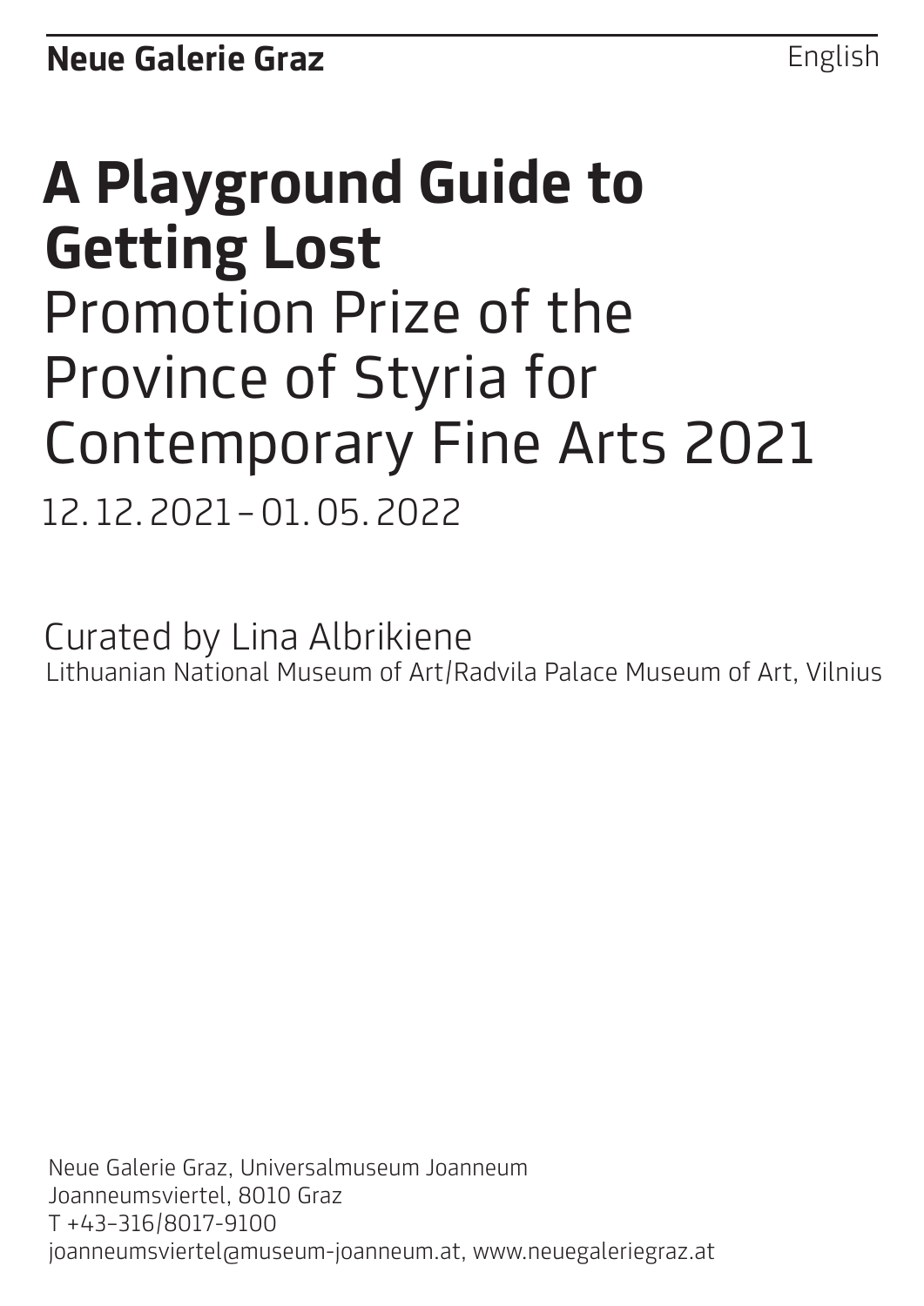**Neue Galerie Graz** English

# A Playground Guide to Getting Lost

## Promotion Prize of the Province of Styria for Contemporary Fine Arts 2021

12. 12. 2021 – 01. 05. 2022

Curated by Lina Albrikiene
Lithuanian National Museum of Art/Radvila Palace Museum of Art, Vilnius

Neue Galerie Graz, Universalmuseum Joanneum
Joanneumsviertel, 8010 Graz
T +43-316/8017-9100
joanneumsviertel@museum-joanneum.at, www.neuegaleriegraz.at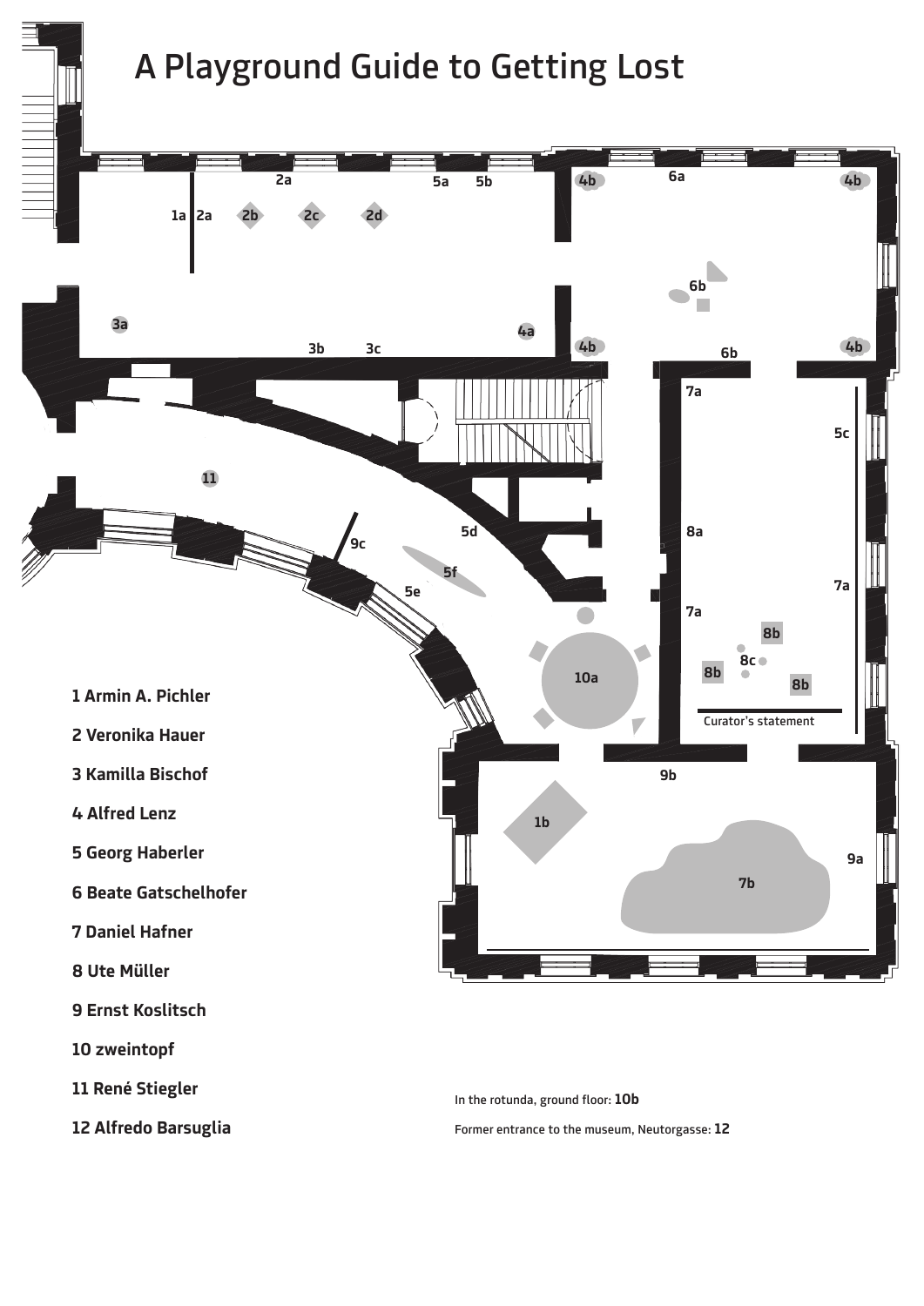# A Playground Guide to Getting Lost

1 Armin A. Pichler

2 Veronika Hauer

3 Kamilla Bischof

4 Alfred Lenz

5 Georg Haberler

6 Beate Gatschelhofer

7 Daniel Hafner

8 Ute Müller

9 Ernst Koslitsch

10 zweintopf

11 René Stiegler

12 Alfredo Barsuglia

Curator's statement

In the rotunda, ground floor: **10b**

Former entrance to the museum, Neutorgasse: **12**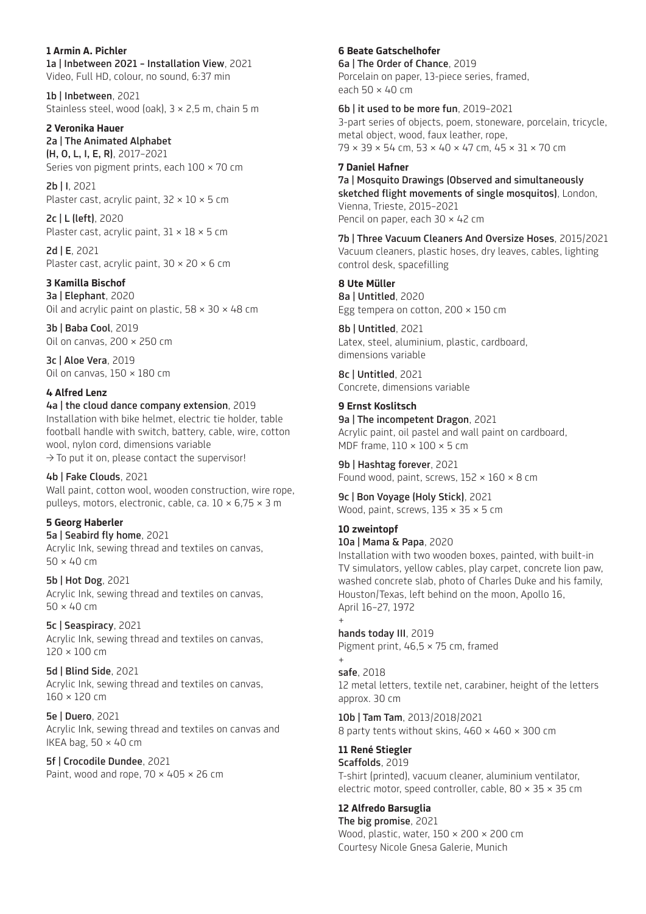**1 Armin A. Pichler**

**1a | Inbetween 2021 – Installation View**, 2021
Video, Full HD, colour, no sound, 6:37 min

**1b | Inbetween**, 2021
Stainless steel, wood (oak), 3 × 2,5 m, chain 5 m

**2 Veronika Hauer**

**2a | The Animated Alphabet (H, O, L, I, E, R)**, 2017–2021
Series von pigment prints, each 100 × 70 cm

**2b | I**, 2021
Plaster cast, acrylic paint, 32 × 10 × 5 cm

**2c | L (left)**, 2020
Plaster cast, acrylic paint, 31 × 18 × 5 cm

**2d | E**, 2021
Plaster cast, acrylic paint, 30 × 20 × 6 cm

**3 Kamilla Bischof**

**3a | Elephant**, 2020
Oil and acrylic paint on plastic, 58 × 30 × 48 cm

**3b | Baba Cool**, 2019
Oil on canvas, 200 × 250 cm

**3c | Aloe Vera**, 2019
Oil on canvas, 150 × 180 cm

**4 Alfred Lenz**

**4a | the cloud dance company extension**, 2019
Installation with bike helmet, electric tie holder, table football handle with switch, battery, cable, wire, cotton wool, nylon cord, dimensions variable
→ To put it on, please contact the supervisor!

**4b | Fake Clouds**, 2021
Wall paint, cotton wool, wooden construction, wire rope, pulleys, motors, electronic, cable, ca. 10 × 6,75 × 3 m

**5 Georg Haberler**

**5a | Seabird fly home**, 2021
Acrylic Ink, sewing thread and textiles on canvas, 50 × 40 cm

**5b | Hot Dog**, 2021
Acrylic Ink, sewing thread and textiles on canvas, 50 × 40 cm

**5c | Seaspiracy**, 2021
Acrylic Ink, sewing thread and textiles on canvas, 120 × 100 cm

**5d | Blind Side**, 2021
Acrylic Ink, sewing thread and textiles on canvas, 160 × 120 cm

**5e | Duero**, 2021
Acrylic Ink, sewing thread and textiles on canvas and IKEA bag, 50 × 40 cm

**5f | Crocodile Dundee**, 2021
Paint, wood and rope, 70 × 405 × 26 cm

**6 Beate Gatschelhofer**

**6a | The Order of Chance**, 2019
Porcelain on paper, 13-piece series, framed, each 50 × 40 cm

**6b | it used to be more fun**, 2019–2021
3-part series of objects, poem, stoneware, porcelain, tricycle, metal object, wood, faux leather, rope, 79 × 39 × 54 cm, 53 × 40 × 47 cm, 45 × 31 × 70 cm

**7 Daniel Hafner**

**7a | Mosquito Drawings (Observed and simultaneously sketched flight movements of single mosquitos)**, London, Vienna, Trieste, 2015–2021
Pencil on paper, each 30 × 42 cm

**7b | Three Vacuum Cleaners And Oversize Hoses**, 2015/2021
Vacuum cleaners, plastic hoses, dry leaves, cables, lighting control desk, spacefilling

**8 Ute Müller**

**8a | Untitled**, 2020
Egg tempera on cotton, 200 × 150 cm

**8b | Untitled**, 2021
Latex, steel, aluminium, plastic, cardboard, dimensions variable

**8c | Untitled**, 2021
Concrete, dimensions variable

**9 Ernst Koslitsch**

**9a | The incompetent Dragon**, 2021
Acrylic paint, oil pastel and wall paint on cardboard, MDF frame, 110 × 100 × 5 cm

**9b | Hashtag forever**, 2021
Found wood, paint, screws, 152 × 160 × 8 cm

**9c | Bon Voyage (Holy Stick)**, 2021
Wood, paint, screws, 135 × 35 × 5 cm

**10 zweintopf**

**10a | Mama & Papa**, 2020
Installation with two wooden boxes, painted, with built-in TV simulators, yellow cables, play carpet, concrete lion paw, washed concrete slab, photo of Charles Duke and his family, Houston/Texas, left behind on the moon, Apollo 16, April 16–27, 1972
+
**hands today III**, 2019
Pigment print, 46,5 × 75 cm, framed
+
**safe**, 2018
12 metal letters, textile net, carabiner, height of the letters approx. 30 cm

**10b | Tam Tam**, 2013/2018/2021
8 party tents without skins, 460 × 460 × 300 cm

**11 René Stiegler**

**Scaffolds**, 2019
T-shirt (printed), vacuum cleaner, aluminium ventilator, electric motor, speed controller, cable, 80 × 35 × 35 cm

**12 Alfredo Barsuglia**

**The big promise**, 2021
Wood, plastic, water, 150 × 200 × 200 cm
Courtesy Nicole Gnesa Galerie, Munich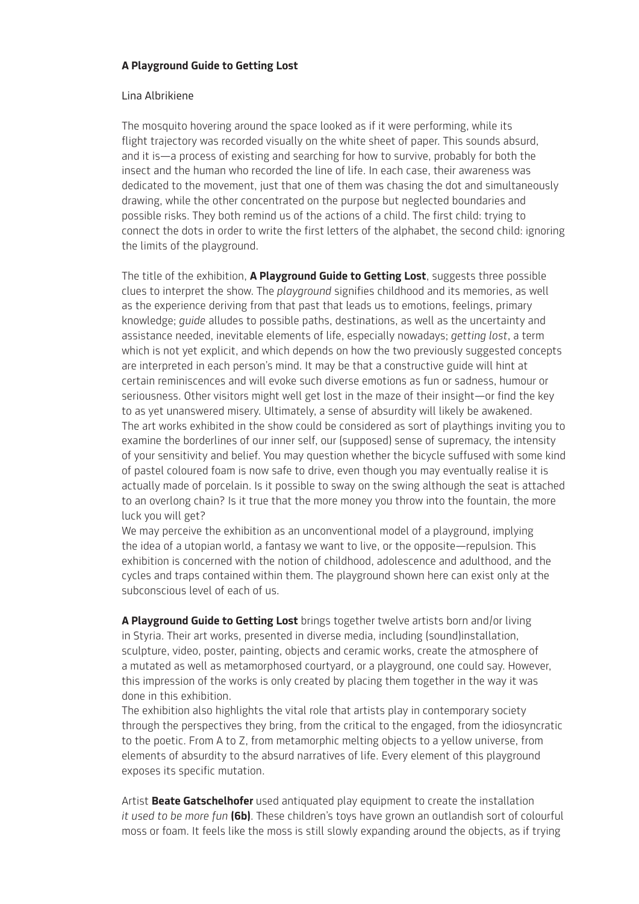**A Playground Guide to Getting Lost**

Lina Albrikiene

The mosquito hovering around the space looked as if it were performing, while its flight trajectory was recorded visually on the white sheet of paper. This sounds absurd, and it is—a process of existing and searching for how to survive, probably for both the insect and the human who recorded the line of life. In each case, their awareness was dedicated to the movement, just that one of them was chasing the dot and simultaneously drawing, while the other concentrated on the purpose but neglected boundaries and possible risks. They both remind us of the actions of a child. The first child: trying to connect the dots in order to write the first letters of the alphabet, the second child: ignoring the limits of the playground.

The title of the exhibition, **A Playground Guide to Getting Lost**, suggests three possible clues to interpret the show. The *playground* signifies childhood and its memories, as well as the experience deriving from that past that leads us to emotions, feelings, primary knowledge; *guide* alludes to possible paths, destinations, as well as the uncertainty and assistance needed, inevitable elements of life, especially nowadays; *getting lost*, a term which is not yet explicit, and which depends on how the two previously suggested concepts are interpreted in each person's mind. It may be that a constructive guide will hint at certain reminiscences and will evoke such diverse emotions as fun or sadness, humour or seriousness. Other visitors might well get lost in the maze of their insight—or find the key to as yet unanswered misery. Ultimately, a sense of absurdity will likely be awakened.
The art works exhibited in the show could be considered as sort of playthings inviting you to examine the borderlines of our inner self, our (supposed) sense of supremacy, the intensity of your sensitivity and belief. You may question whether the bicycle suffused with some kind of pastel coloured foam is now safe to drive, even though you may eventually realise it is actually made of porcelain. Is it possible to sway on the swing although the seat is attached to an overlong chain? Is it true that the more money you throw into the fountain, the more luck you will get?
We may perceive the exhibition as an unconventional model of a playground, implying the idea of a utopian world, a fantasy we want to live, or the opposite—repulsion. This exhibition is concerned with the notion of childhood, adolescence and adulthood, and the cycles and traps contained within them. The playground shown here can exist only at the subconscious level of each of us.

**A Playground Guide to Getting Lost** brings together twelve artists born and/or living in Styria. Their art works, presented in diverse media, including (sound)installation, sculpture, video, poster, painting, objects and ceramic works, create the atmosphere of a mutated as well as metamorphosed courtyard, or a playground, one could say. However, this impression of the works is only created by placing them together in the way it was done in this exhibition.
The exhibition also highlights the vital role that artists play in contemporary society through the perspectives they bring, from the critical to the engaged, from the idiosyncratic to the poetic. From A to Z, from metamorphic melting objects to a yellow universe, from elements of absurdity to the absurd narratives of life. Every element of this playground exposes its specific mutation.

Artist **Beate Gatschelhofer** used antiquated play equipment to create the installation *it used to be more fun* **(6b)**. These children's toys have grown an outlandish sort of colourful moss or foam. It feels like the moss is still slowly expanding around the objects, as if trying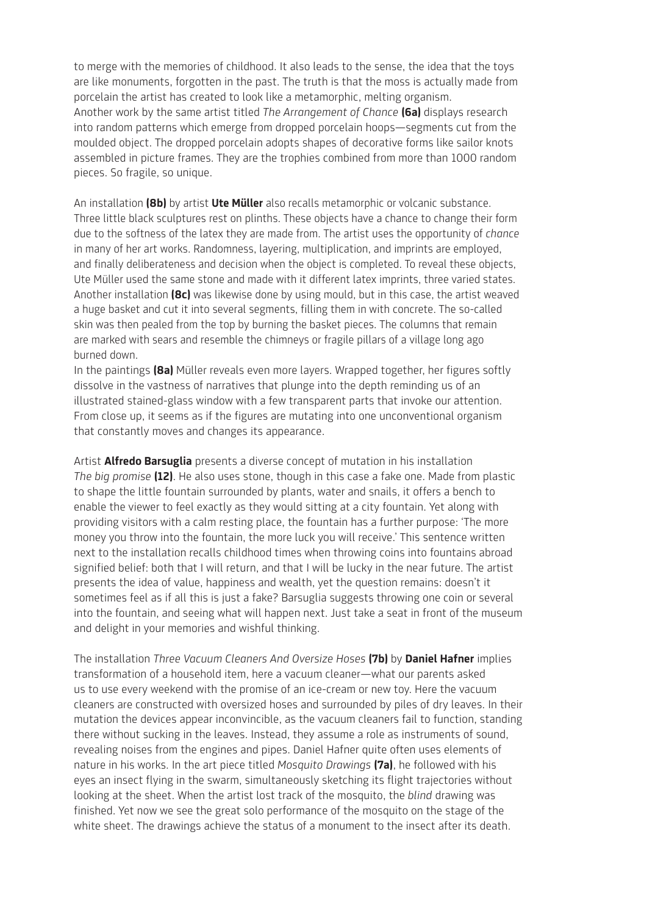to merge with the memories of childhood. It also leads to the sense, the idea that the toys are like monuments, forgotten in the past. The truth is that the moss is actually made from porcelain the artist has created to look like a metamorphic, melting organism.
Another work by the same artist titled *The Arrangement of Chance* **(6a)** displays research into random patterns which emerge from dropped porcelain hoops—segments cut from the moulded object. The dropped porcelain adopts shapes of decorative forms like sailor knots assembled in picture frames. They are the trophies combined from more than 1000 random pieces. So fragile, so unique.

An installation **(8b)** by artist **Ute Müller** also recalls metamorphic or volcanic substance. Three little black sculptures rest on plinths. These objects have a chance to change their form due to the softness of the latex they are made from. The artist uses the opportunity of *chance* in many of her art works. Randomness, layering, multiplication, and imprints are employed, and finally deliberateness and decision when the object is completed. To reveal these objects, Ute Müller used the same stone and made with it different latex imprints, three varied states. Another installation **(8c)** was likewise done by using mould, but in this case, the artist weaved a huge basket and cut it into several segments, filling them in with concrete. The so-called skin was then pealed from the top by burning the basket pieces. The columns that remain are marked with sears and resemble the chimneys or fragile pillars of a village long ago burned down.
In the paintings **(8a)** Müller reveals even more layers. Wrapped together, her figures softly dissolve in the vastness of narratives that plunge into the depth reminding us of an illustrated stained-glass window with a few transparent parts that invoke our attention. From close up, it seems as if the figures are mutating into one unconventional organism that constantly moves and changes its appearance.

Artist **Alfredo Barsuglia** presents a diverse concept of mutation in his installation *The big promise* **(12)**. He also uses stone, though in this case a fake one. Made from plastic to shape the little fountain surrounded by plants, water and snails, it offers a bench to enable the viewer to feel exactly as they would sitting at a city fountain. Yet along with providing visitors with a calm resting place, the fountain has a further purpose: 'The more money you throw into the fountain, the more luck you will receive.' This sentence written next to the installation recalls childhood times when throwing coins into fountains abroad signified belief: both that I will return, and that I will be lucky in the near future. The artist presents the idea of value, happiness and wealth, yet the question remains: doesn't it sometimes feel as if all this is just a fake? Barsuglia suggests throwing one coin or several into the fountain, and seeing what will happen next. Just take a seat in front of the museum and delight in your memories and wishful thinking.

The installation *Three Vacuum Cleaners And Oversize Hoses* **(7b)** by **Daniel Hafner** implies transformation of a household item, here a vacuum cleaner—what our parents asked us to use every weekend with the promise of an ice-cream or new toy. Here the vacuum cleaners are constructed with oversized hoses and surrounded by piles of dry leaves. In their mutation the devices appear inconvincible, as the vacuum cleaners fail to function, standing there without sucking in the leaves. Instead, they assume a role as instruments of sound, revealing noises from the engines and pipes. Daniel Hafner quite often uses elements of nature in his works. In the art piece titled *Mosquito Drawings* **(7a)**, he followed with his eyes an insect flying in the swarm, simultaneously sketching its flight trajectories without looking at the sheet. When the artist lost track of the mosquito, the *blind* drawing was finished. Yet now we see the great solo performance of the mosquito on the stage of the white sheet. The drawings achieve the status of a monument to the insect after its death.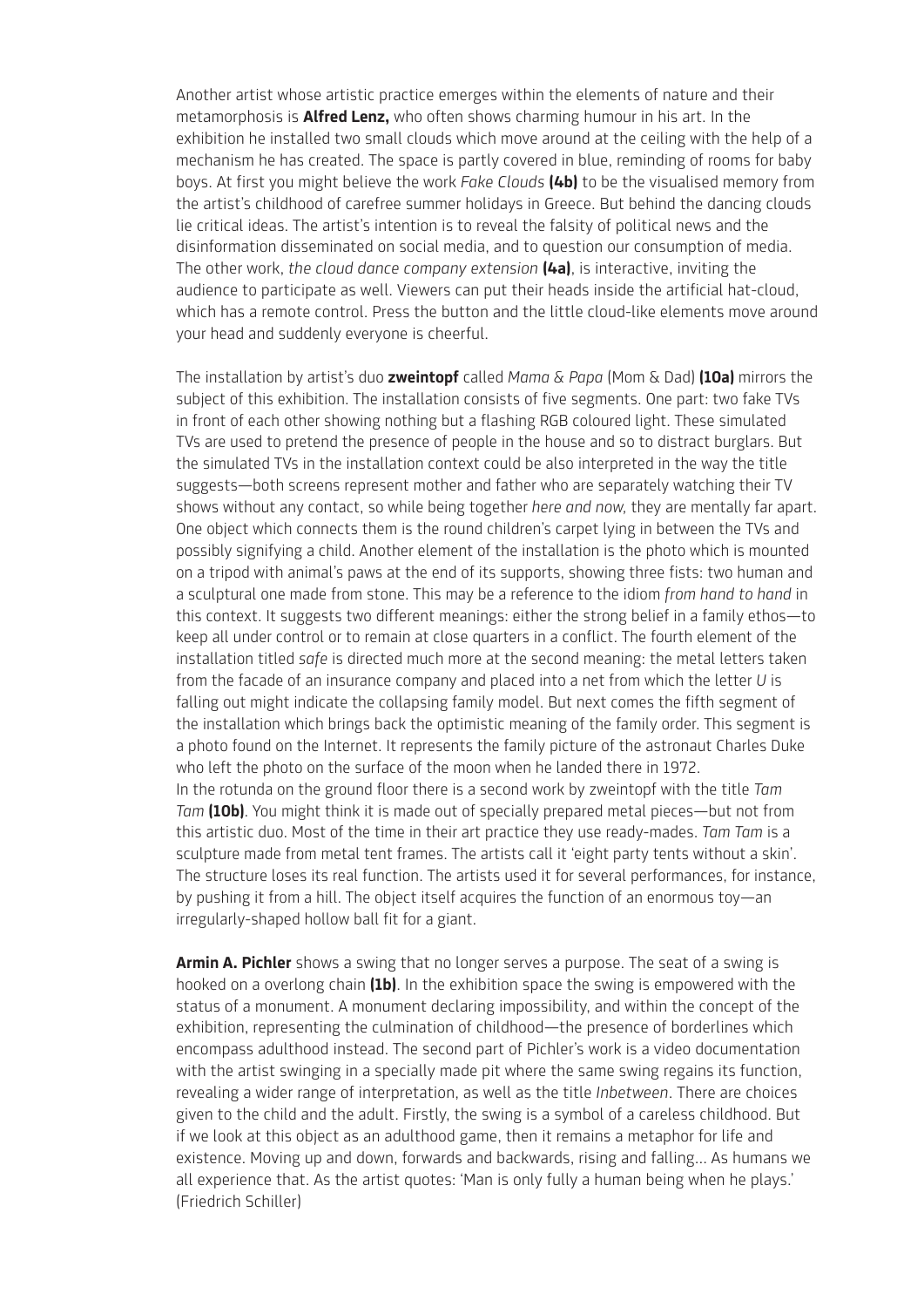Another artist whose artistic practice emerges within the elements of nature and their metamorphosis is **Alfred Lenz,** who often shows charming humour in his art. In the exhibition he installed two small clouds which move around at the ceiling with the help of a mechanism he has created. The space is partly covered in blue, reminding of rooms for baby boys. At first you might believe the work *Fake Clouds* **(4b)** to be the visualised memory from the artist's childhood of carefree summer holidays in Greece. But behind the dancing clouds lie critical ideas. The artist's intention is to reveal the falsity of political news and the disinformation disseminated on social media, and to question our consumption of media. The other work, *the cloud dance company extension* **(4a)**, is interactive, inviting the audience to participate as well. Viewers can put their heads inside the artificial hat-cloud, which has a remote control. Press the button and the little cloud-like elements move around your head and suddenly everyone is cheerful.

The installation by artist's duo **zweintopf** called *Mama & Papa* (Mom & Dad) **(10a)** mirrors the subject of this exhibition. The installation consists of five segments. One part: two fake TVs in front of each other showing nothing but a flashing RGB coloured light. These simulated TVs are used to pretend the presence of people in the house and so to distract burglars. But the simulated TVs in the installation context could be also interpreted in the way the title suggests—both screens represent mother and father who are separately watching their TV shows without any contact, so while being together *here and now,* they are mentally far apart. One object which connects them is the round children's carpet lying in between the TVs and possibly signifying a child. Another element of the installation is the photo which is mounted on a tripod with animal's paws at the end of its supports, showing three fists: two human and a sculptural one made from stone. This may be a reference to the idiom *from hand to hand* in this context. It suggests two different meanings: either the strong belief in a family ethos—to keep all under control or to remain at close quarters in a conflict. The fourth element of the installation titled *safe* is directed much more at the second meaning: the metal letters taken from the facade of an insurance company and placed into a net from which the letter *U* is falling out might indicate the collapsing family model. But next comes the fifth segment of the installation which brings back the optimistic meaning of the family order. This segment is a photo found on the Internet. It represents the family picture of the astronaut Charles Duke who left the photo on the surface of the moon when he landed there in 1972.
In the rotunda on the ground floor there is a second work by zweintopf with the title *Tam Tam* **(10b)**. You might think it is made out of specially prepared metal pieces—but not from this artistic duo. Most of the time in their art practice they use ready-mades. *Tam Tam* is a sculpture made from metal tent frames. The artists call it 'eight party tents without a skin'. The structure loses its real function. The artists used it for several performances, for instance, by pushing it from a hill. The object itself acquires the function of an enormous toy—an irregularly-shaped hollow ball fit for a giant.

**Armin A. Pichler** shows a swing that no longer serves a purpose. The seat of a swing is hooked on a overlong chain **(1b)**. In the exhibition space the swing is empowered with the status of a monument. A monument declaring impossibility, and within the concept of the exhibition, representing the culmination of childhood—the presence of borderlines which encompass adulthood instead. The second part of Pichler's work is a video documentation with the artist swinging in a specially made pit where the same swing regains its function, revealing a wider range of interpretation, as well as the title *Inbetween*. There are choices given to the child and the adult. Firstly, the swing is a symbol of a careless childhood. But if we look at this object as an adulthood game, then it remains a metaphor for life and existence. Moving up and down, forwards and backwards, rising and falling... As humans we all experience that. As the artist quotes: 'Man is only fully a human being when he plays.' (Friedrich Schiller)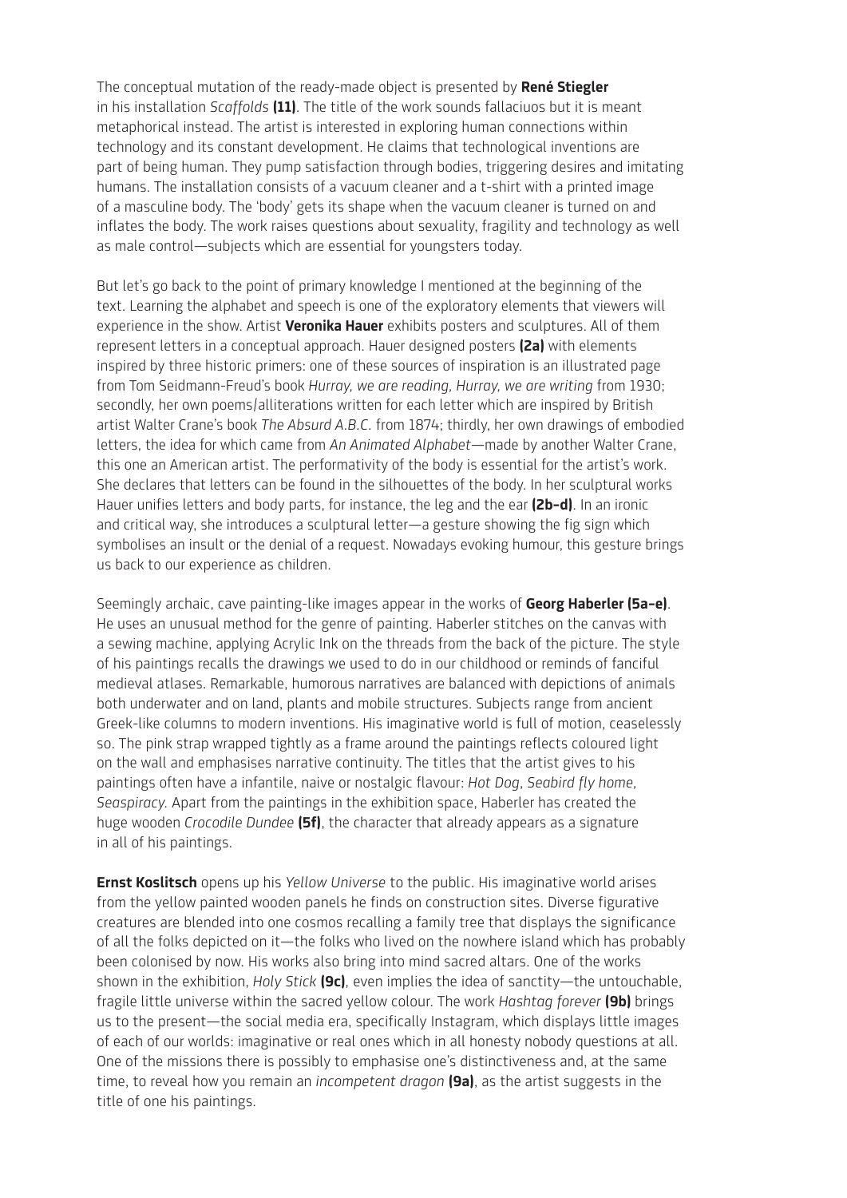The conceptual mutation of the ready-made object is presented by **René Stiegler** in his installation *Scaffolds* **(11)**. The title of the work sounds fallaciuos but it is meant metaphorical instead. The artist is interested in exploring human connections within technology and its constant development. He claims that technological inventions are part of being human. They pump satisfaction through bodies, triggering desires and imitating humans. The installation consists of a vacuum cleaner and a t-shirt with a printed image of a masculine body. The 'body' gets its shape when the vacuum cleaner is turned on and inflates the body. The work raises questions about sexuality, fragility and technology as well as male control—subjects which are essential for youngsters today.

But let's go back to the point of primary knowledge I mentioned at the beginning of the text. Learning the alphabet and speech is one of the exploratory elements that viewers will experience in the show. Artist **Veronika Hauer** exhibits posters and sculptures. All of them represent letters in a conceptual approach. Hauer designed posters **(2a)** with elements inspired by three historic primers: one of these sources of inspiration is an illustrated page from Tom Seidmann-Freud's book *Hurray, we are reading, Hurray, we are writing* from 1930; secondly, her own poems/alliterations written for each letter which are inspired by British artist Walter Crane's book *The Absurd A.B.C.* from 1874; thirdly, her own drawings of embodied letters, the idea for which came from *An Animated Alphabet*—made by another Walter Crane, this one an American artist. The performativity of the body is essential for the artist's work. She declares that letters can be found in the silhouettes of the body. In her sculptural works Hauer unifies letters and body parts, for instance, the leg and the ear **(2b–d)**. In an ironic and critical way, she introduces a sculptural letter—a gesture showing the fig sign which symbolises an insult or the denial of a request. Nowadays evoking humour, this gesture brings us back to our experience as children.

Seemingly archaic, cave painting-like images appear in the works of **Georg Haberler (5a–e)**. He uses an unusual method for the genre of painting. Haberler stitches on the canvas with a sewing machine, applying Acrylic Ink on the threads from the back of the picture. The style of his paintings recalls the drawings we used to do in our childhood or reminds of fanciful medieval atlases. Remarkable, humorous narratives are balanced with depictions of animals both underwater and on land, plants and mobile structures. Subjects range from ancient Greek-like columns to modern inventions. His imaginative world is full of motion, ceaselessly so. The pink strap wrapped tightly as a frame around the paintings reflects coloured light on the wall and emphasises narrative continuity. The titles that the artist gives to his paintings often have a infantile, naive or nostalgic flavour: *Hot Dog*, *Seabird fly home, Seaspiracy.* Apart from the paintings in the exhibition space, Haberler has created the huge wooden *Crocodile Dundee* **(5f)**, the character that already appears as a signature in all of his paintings.

**Ernst Koslitsch** opens up his *Yellow Universe* to the public. His imaginative world arises from the yellow painted wooden panels he finds on construction sites. Diverse figurative creatures are blended into one cosmos recalling a family tree that displays the significance of all the folks depicted on it—the folks who lived on the nowhere island which has probably been colonised by now. His works also bring into mind sacred altars. One of the works shown in the exhibition, *Holy Stick* **(9c)**, even implies the idea of sanctity—the untouchable, fragile little universe within the sacred yellow colour. The work *Hashtag forever* **(9b)** brings us to the present—the social media era, specifically Instagram, which displays little images of each of our worlds: imaginative or real ones which in all honesty nobody questions at all. One of the missions there is possibly to emphasise one's distinctiveness and, at the same time, to reveal how you remain an *incompetent dragon* **(9a)**, as the artist suggests in the title of one his paintings.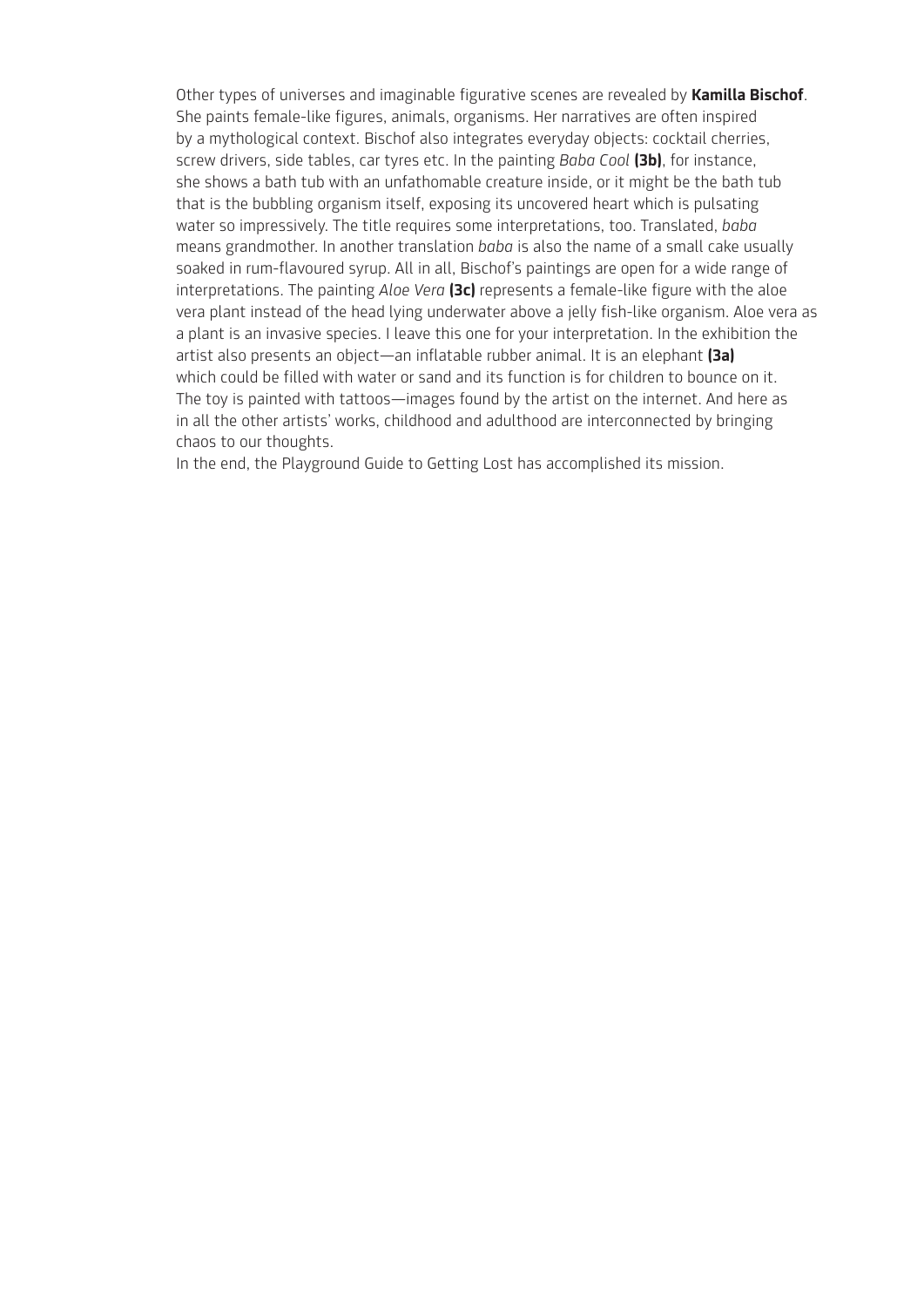Other types of universes and imaginable figurative scenes are revealed by **Kamilla Bischof**. She paints female-like figures, animals, organisms. Her narratives are often inspired by a mythological context. Bischof also integrates everyday objects: cocktail cherries, screw drivers, side tables, car tyres etc. In the painting *Baba Cool* **(3b)**, for instance, she shows a bath tub with an unfathomable creature inside, or it might be the bath tub that is the bubbling organism itself, exposing its uncovered heart which is pulsating water so impressively. The title requires some interpretations, too. Translated, *baba* means grandmother. In another translation *baba* is also the name of a small cake usually soaked in rum-flavoured syrup. All in all, Bischof's paintings are open for a wide range of interpretations. The painting *Aloe Vera* **(3c)** represents a female-like figure with the aloe vera plant instead of the head lying underwater above a jelly fish-like organism. Aloe vera as a plant is an invasive species. I leave this one for your interpretation. In the exhibition the artist also presents an object—an inflatable rubber animal. It is an elephant **(3a)** which could be filled with water or sand and its function is for children to bounce on it. The toy is painted with tattoos—images found by the artist on the internet. And here as in all the other artists' works, childhood and adulthood are interconnected by bringing chaos to our thoughts.

In the end, the Playground Guide to Getting Lost has accomplished its mission.